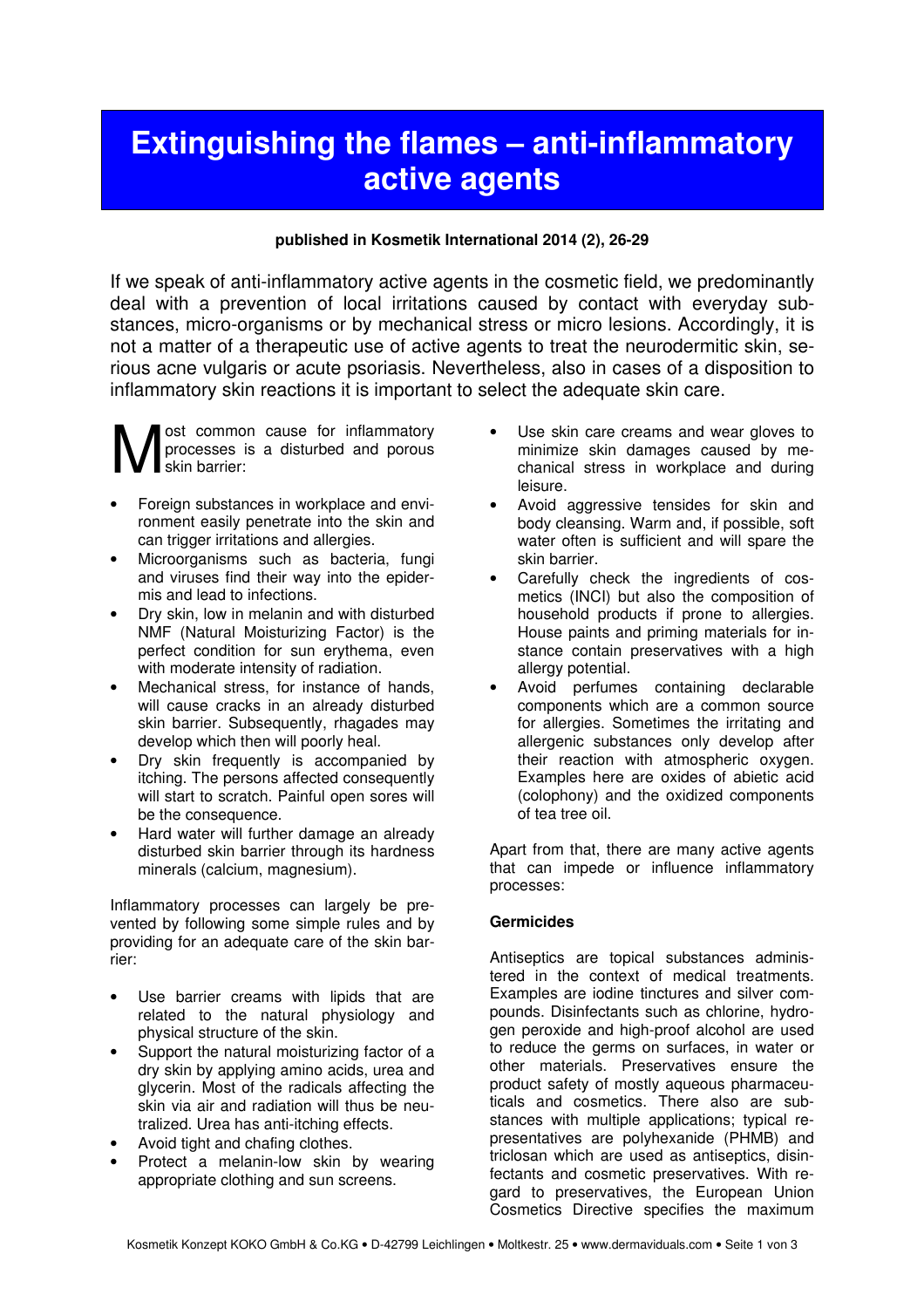# Extinguishing the flames – anti-inflammatory active agents

**published in Kosmetik International 2014 (2), 26-29**

If we speak of anti-inflammatory active agents in the cosmetic field, we predominantly deal with a prevention of local irritations caused by contact with everyday substances, micro-organisms or by mechanical stress or micro lesions. Accordingly, it is not a matter of a therapeutic use of active agents to treat the neurodermitic skin, serious acne vulgaris or acute psoriasis. Nevertheless, also in cases of a disposition to inflammatory skin reactions it is important to select the adequate skin care.

Most common cause for inflammatory processes is a disturbed and porous skin barrier:

- Foreign substances in workplace and environment easily penetrate into the skin and can trigger irritations and allergies.
- Microorganisms such as bacteria, fungi and viruses find their way into the epidermis and lead to infections.
- Dry skin, low in melanin and with disturbed NMF (Natural Moisturizing Factor) is the perfect condition for sun erythema, even with moderate intensity of radiation.
- Mechanical stress, for instance of hands, will cause cracks in an already disturbed skin barrier. Subsequently, rhagades may develop which then will poorly heal.
- Dry skin frequently is accompanied by itching. The persons affected consequently will start to scratch. Painful open sores will be the consequence.
- Hard water will further damage an already disturbed skin barrier through its hardness minerals (calcium, magnesium).

Inflammatory processes can largely be prevented by following some simple rules and by providing for an adequate care of the skin barrier:

- Use barrier creams with lipids that are related to the natural physiology and physical structure of the skin.
- Support the natural moisturizing factor of a dry skin by applying amino acids, urea and glycerin. Most of the radicals affecting the skin via air and radiation will thus be neutralized. Urea has anti-itching effects.
- Avoid tight and chafing clothes.
- Protect a melanin-low skin by wearing appropriate clothing and sun screens.
- Use skin care creams and wear gloves to minimize skin damages caused by mechanical stress in workplace and during leisure.
- Avoid aggressive tensides for skin and body cleansing. Warm and, if possible, soft water often is sufficient and will spare the skin barrier.
- Carefully check the ingredients of cosmetics (INCI) but also the composition of household products if prone to allergies. House paints and priming materials for instance contain preservatives with a high allergy potential.
- Avoid perfumes containing declarable components which are a common source for allergies. Sometimes the irritating and allergenic substances only develop after their reaction with atmospheric oxygen. Examples here are oxides of abietic acid (colophony) and the oxidized components of tea tree oil.

Apart from that, there are many active agents that can impede or influence inflammatory processes:

### Germicides

Antiseptics are topical substances administered in the context of medical treatments. Examples are iodine tinctures and silver compounds. Disinfectants such as chlorine, hydrogen peroxide and high-proof alcohol are used to reduce the germs on surfaces, in water or other materials. Preservatives ensure the product safety of mostly aqueous pharmaceuticals and cosmetics. There also are substances with multiple applications; typical representatives are polyhexanide (PHMB) and triclosan which are used as antiseptics, disinfectants and cosmetic preservatives. With regard to preservatives, the European Union Cosmetics Directive specifies the maximum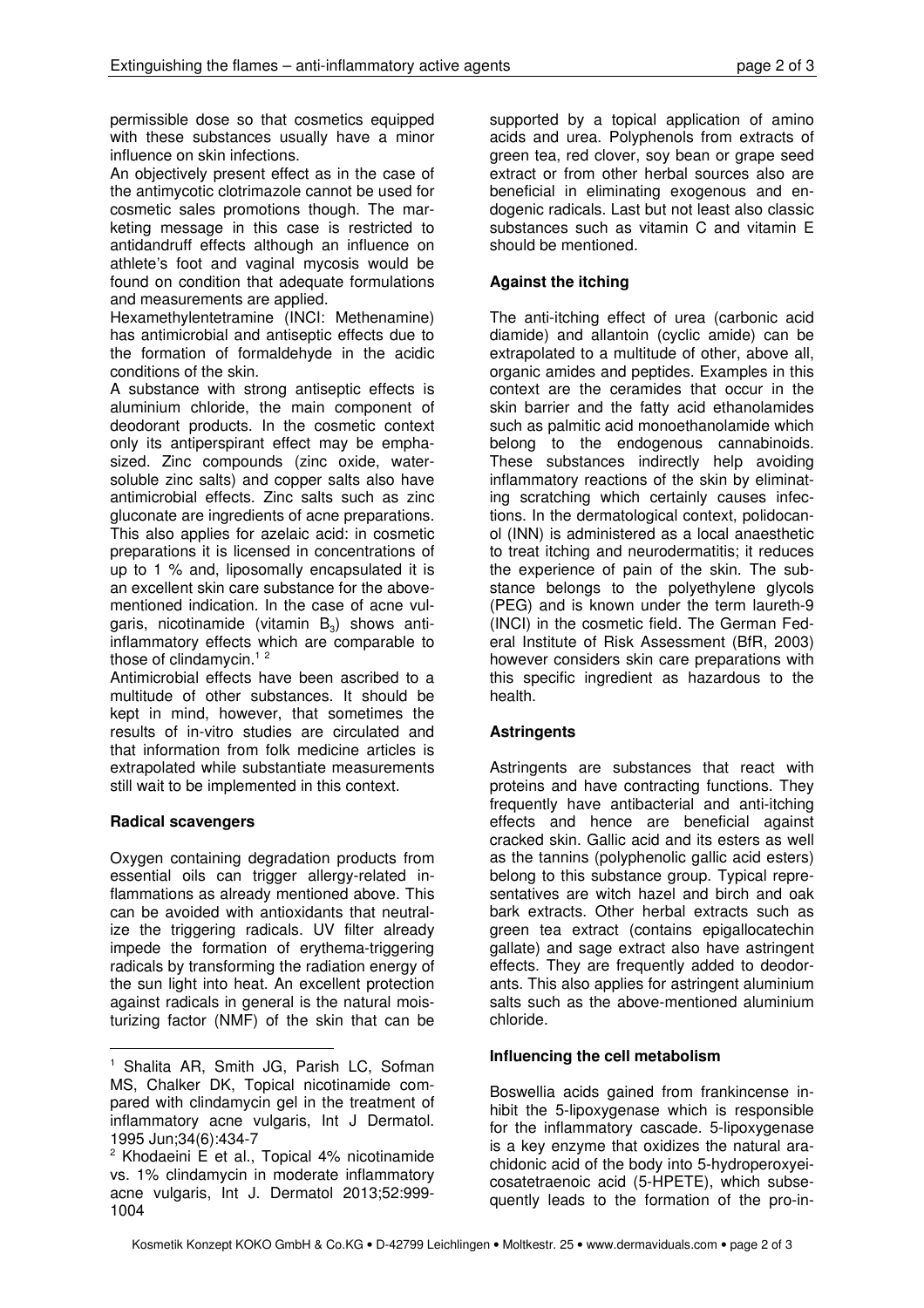permissible dose so that cosmetics equipped with these substances usually have a minor influence on skin infections.

An objectively present effect as in the case of the antimycotic clotrimazole cannot be used for cosmetic sales promotions though. The marketing message in this case is restricted to antidandruff effects although an influence on athlete's foot and vaginal mycosis would be found on condition that adequate formulations and measurements are applied.

Hexamethylentetramine (INCI: Methenamine) has antimicrobial and antiseptic effects due to the formation of formaldehyde in the acidic conditions of the skin.

A substance with strong antiseptic effects is aluminium chloride, the main component of deodorant products. In the cosmetic context only its antiperspirant effect may be emphasized. Zinc compounds (zinc oxide, water-soluble zinc salts) and copper salts also have antimicrobial effects. Zinc salts such as zinc gluconate are ingredients of acne preparations. This also applies for azelaic acid: in cosmetic preparations it is licensed in concentrations of up to 1 % and, liposomally encapsulated it is an excellent skin care substance for the above-mentioned indication. In the case of acne vulgaris, nicotinamide (vitamin $B_3$) shows anti-inflammatory effects which are comparable to those of clindamycin.[1,2]

Antimicrobial effects have been ascribed to a multitude of other substances. It should be kept in mind, however, that sometimes the results of in-vitro studies are circulated and that information from folk medicine articles is extrapolated while substantiate measurements still wait to be implemented in this context.

### Radical scavengers

Oxygen containing degradation products from essential oils can trigger allergy-related inflammations as already mentioned above. This can be avoided with antioxidants that neutralize the triggering radicals. UV filter already impede the formation of erythema-triggering radicals by transforming the radiation energy of the sun light into heat. An excellent protection against radicals in general is the natural moisturizing factor (NMF) of the skin that can be supported by a topical application of amino acids and urea. Polyphenols from extracts of green tea, red clover, soy bean or grape seed extract or from other herbal sources also are beneficial in eliminating exogenous and endogenic radicals. Last but not least also classic substances such as vitamin C and vitamin E should be mentioned.

### Against the itching

The anti-itching effect of urea (carbonic acid diamide) and allantoin (cyclic amide) can be extrapolated to a multitude of other, above all, organic amides and peptides. Examples in this context are the ceramides that occur in the skin barrier and the fatty acid ethanolamides such as palmitic acid monoethanolamide which belong to the endogenous cannabinoids. These substances indirectly help avoiding inflammatory reactions of the skin by eliminating scratching which certainly causes infections. In the dermatological context, polidocanol (INN) is administered as a local anaesthetic to treat itching and neurodermatitis; it reduces the experience of pain of the skin. The substance belongs to the polyethylene glycols (PEG) and is known under the term laureth-9 (INCI) in the cosmetic field. The German Federal Institute of Risk Assessment (BfR, 2003) however considers skin care preparations with this specific ingredient as hazardous to the health.

### Astringents

Astringents are substances that react with proteins and have contracting functions. They frequently have antibacterial and anti-itching effects and hence are beneficial against cracked skin. Gallic acid and its esters as well as the tannins (polyphenolic gallic acid esters) belong to this substance group. Typical representatives are witch hazel and birch and oak bark extracts. Other herbal extracts such as green tea extract (contains epigallocatechin gallate) and sage extract also have astringent effects. They are frequently added to deodorants. This also applies for astringent aluminium salts such as the above-mentioned aluminium chloride.

### Influencing the cell metabolism

Boswellia acids gained from frankincense inhibit the 5-lipoxygenase which is responsible for the inflammatory cascade. 5-lipoxygenase is a key enzyme that oxidizes the natural arachidonic acid of the body into 5-hydroperoxyeicosatetraenoic acid (5-HPETE), which subsequently leads to the formation of the pro-in-

---

[1] Shalita AR, Smith JG, Parish LC, Sofman MS, Chalker DK, Topical nicotinamide compared with clindamycin gel in the treatment of inflammatory acne vulgaris, Int J Dermatol. 1995 Jun;34(6):434-7

[2] Khodaeini E et al., Topical 4% nicotinamide vs. 1% clindamycin in moderate inflammatory acne vulgaris, Int J. Dermatol 2013;52:999-1004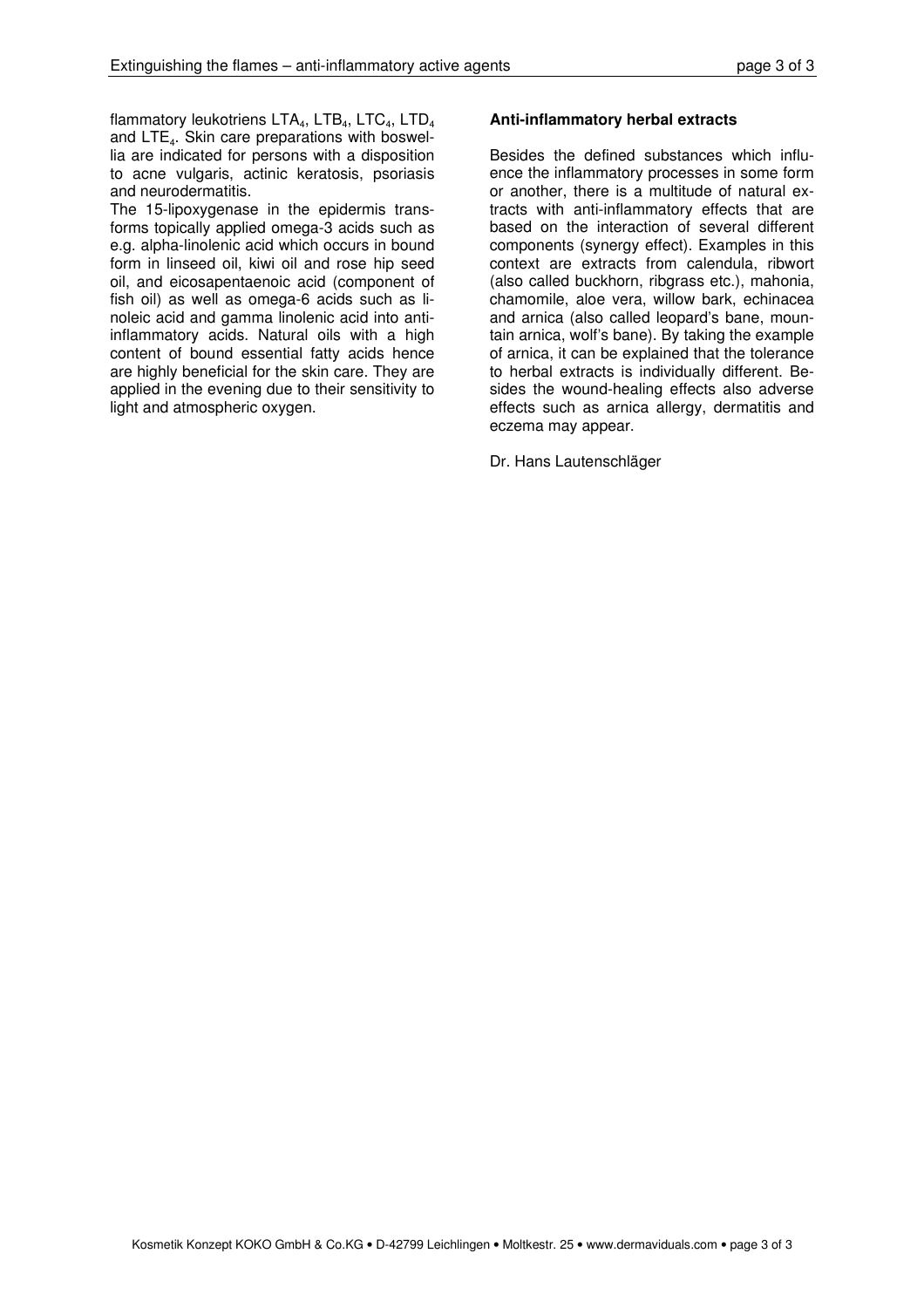flammatory leukotriens $LTA_4$, $LTB_4$, $LTC_4$, $LTD_4$ and $LTE_4$. Skin care preparations with boswellia are indicated for persons with a disposition to acne vulgaris, actinic keratosis, psoriasis and neurodermatitis.

The 15-lipoxygenase in the epidermis transforms topically applied omega-3 acids such as e.g. alpha-linolenic acid which occurs in bound form in linseed oil, kiwi oil and rose hip seed oil, and eicosapentaenoic acid (component of fish oil) as well as omega-6 acids such as linoleic acid and gamma linolenic acid into anti-inflammatory acids. Natural oils with a high content of bound essential fatty acids hence are highly beneficial for the skin care. They are applied in the evening due to their sensitivity to light and atmospheric oxygen.

**Anti-inflammatory herbal extracts**

Besides the defined substances which influence the inflammatory processes in some form or another, there is a multitude of natural extracts with anti-inflammatory effects that are based on the interaction of several different components (synergy effect). Examples in this context are extracts from calendula, ribwort (also called buckhorn, ribgrass etc.), mahonia, chamomile, aloe vera, willow bark, echinacea and arnica (also called leopard's bane, mountain arnica, wolf's bane). By taking the example of arnica, it can be explained that the tolerance to herbal extracts is individually different. Besides the wound-healing effects also adverse effects such as arnica allergy, dermatitis and eczema may appear.

Dr. Hans Lautenschläger